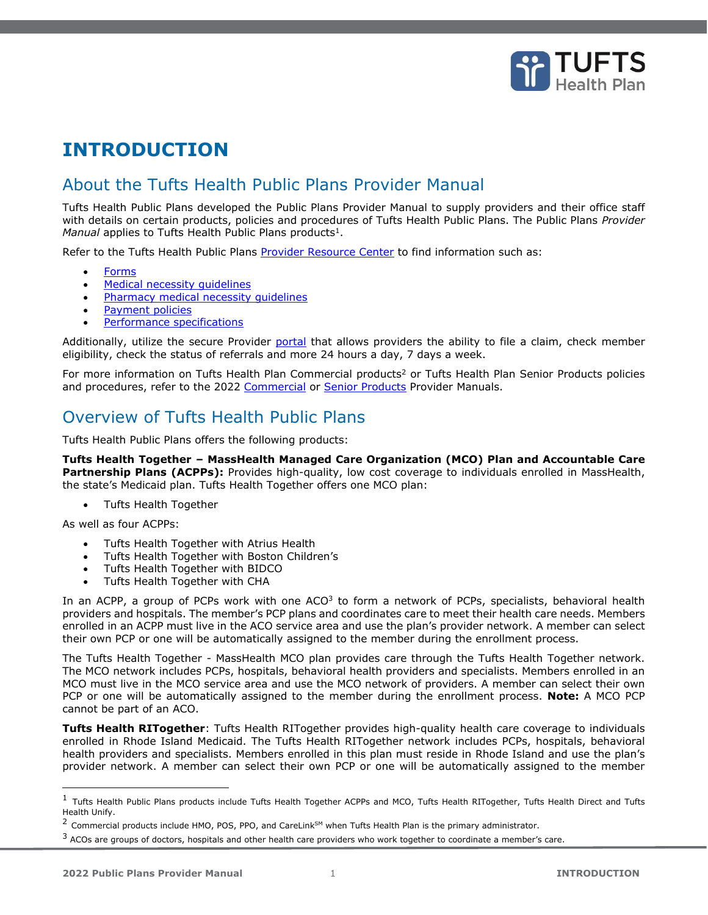# INTRODUCTION

## About the Tufts Health Public Plans Provider Manual

Tufts Health Public Plans developed the Public Plans Provider Manual to supply providers and their office staff with details on certain products, policies and procedures of Tufts Health Public Plans. The Public Plans *Provider Manual* applies to Tufts Health Public Plans products[1].

Refer to the Tufts Health Public Plans Provider Resource Center to find information such as:

- Forms
- Medical necessity guidelines
- Pharmacy medical necessity guidelines
- Payment policies
- Performance specifications

Additionally, utilize the secure Provider portal that allows providers the ability to file a claim, check member eligibility, check the status of referrals and more 24 hours a day, 7 days a week.

For more information on Tufts Health Plan Commercial products[2] or Tufts Health Plan Senior Products policies and procedures, refer to the 2022 Commercial or Senior Products Provider Manuals.

## Overview of Tufts Health Public Plans

Tufts Health Public Plans offers the following products:

**Tufts Health Together – MassHealth Managed Care Organization (MCO) Plan and Accountable Care Partnership Plans (ACPPs):** Provides high-quality, low cost coverage to individuals enrolled in MassHealth, the state's Medicaid plan. Tufts Health Together offers one MCO plan:

- Tufts Health Together

As well as four ACPPs:

- Tufts Health Together with Atrius Health
- Tufts Health Together with Boston Children's
- Tufts Health Together with BIDCO
- Tufts Health Together with CHA

In an ACPP, a group of PCPs work with one ACO[3] to form a network of PCPs, specialists, behavioral health providers and hospitals. The member's PCP plans and coordinates care to meet their health care needs. Members enrolled in an ACPP must live in the ACO service area and use the plan's provider network. A member can select their own PCP or one will be automatically assigned to the member during the enrollment process.

The Tufts Health Together - MassHealth MCO plan provides care through the Tufts Health Together network. The MCO network includes PCPs, hospitals, behavioral health providers and specialists. Members enrolled in an MCO must live in the MCO service area and use the MCO network of providers. A member can select their own PCP or one will be automatically assigned to the member during the enrollment process. **Note:** A MCO PCP cannot be part of an ACO.

**Tufts Health RITogether**: Tufts Health RITogether provides high-quality health care coverage to individuals enrolled in Rhode Island Medicaid. The Tufts Health RITogether network includes PCPs, hospitals, behavioral health providers and specialists. Members enrolled in this plan must reside in Rhode Island and use the plan's provider network. A member can select their own PCP or one will be automatically assigned to the member

---

[1] Tufts Health Public Plans products include Tufts Health Together ACPPs and MCO, Tufts Health RITogether, Tufts Health Direct and Tufts Health Unify.

[2] Commercial products include HMO, POS, PPO, and CareLink℠ when Tufts Health Plan is the primary administrator.

[3] ACOs are groups of doctors, hospitals and other health care providers who work together to coordinate a member's care.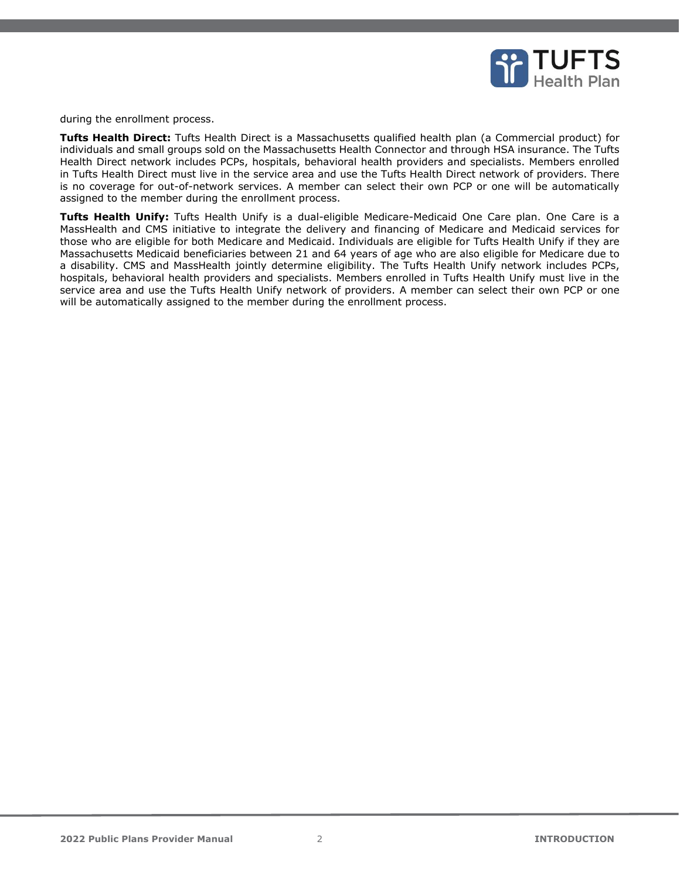during the enrollment process.

**Tufts Health Direct:** Tufts Health Direct is a Massachusetts qualified health plan (a Commercial product) for individuals and small groups sold on the Massachusetts Health Connector and through HSA insurance. The Tufts Health Direct network includes PCPs, hospitals, behavioral health providers and specialists. Members enrolled in Tufts Health Direct must live in the service area and use the Tufts Health Direct network of providers. There is no coverage for out-of-network services. A member can select their own PCP or one will be automatically assigned to the member during the enrollment process.

**Tufts Health Unify:** Tufts Health Unify is a dual-eligible Medicare-Medicaid One Care plan. One Care is a MassHealth and CMS initiative to integrate the delivery and financing of Medicare and Medicaid services for those who are eligible for both Medicare and Medicaid. Individuals are eligible for Tufts Health Unify if they are Massachusetts Medicaid beneficiaries between 21 and 64 years of age who are also eligible for Medicare due to a disability. CMS and MassHealth jointly determine eligibility. The Tufts Health Unify network includes PCPs, hospitals, behavioral health providers and specialists. Members enrolled in Tufts Health Unify must live in the service area and use the Tufts Health Unify network of providers. A member can select their own PCP or one will be automatically assigned to the member during the enrollment process.